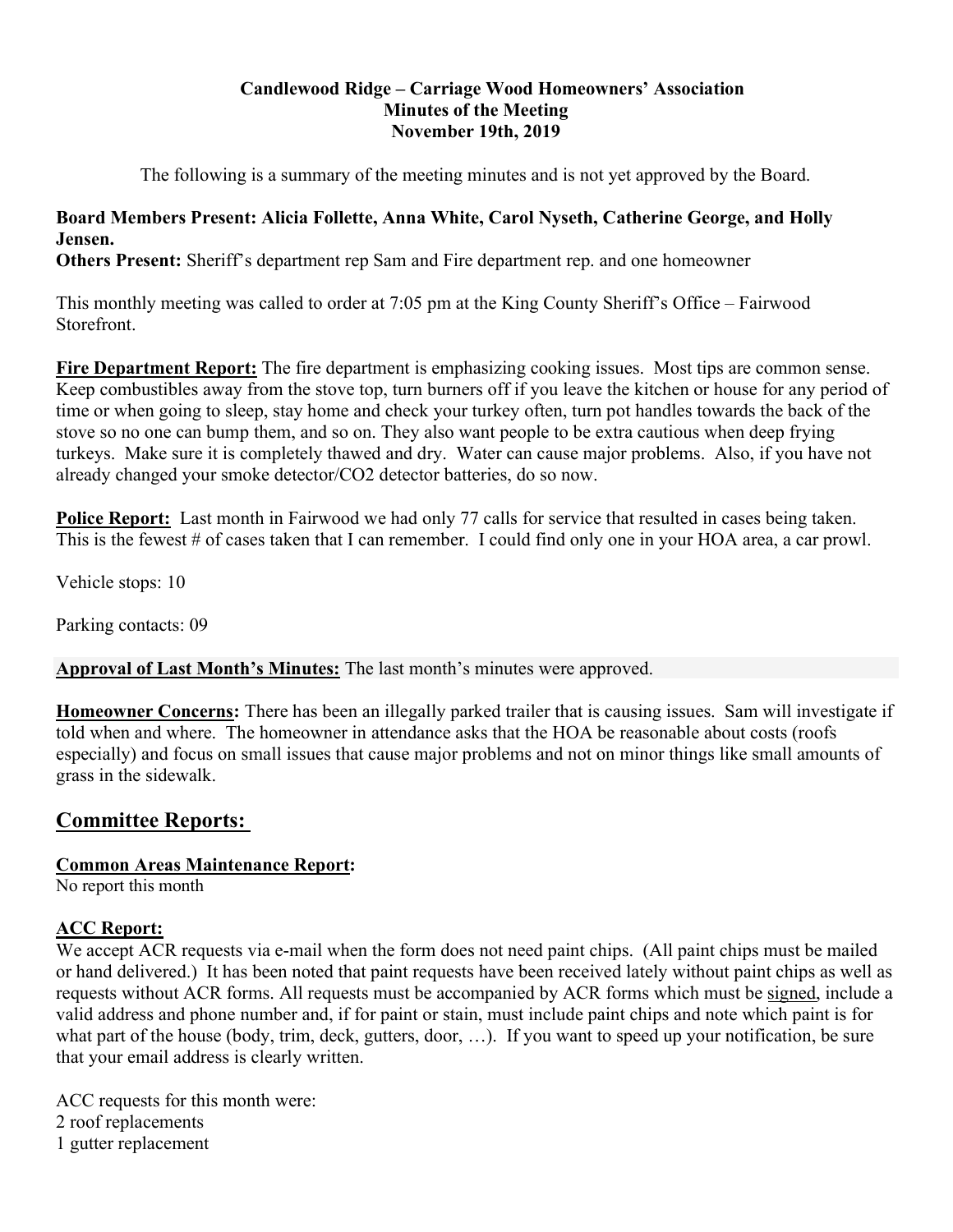**Candlewood Ridge – Carriage Wood Homeowners' Association**
**Minutes of the Meeting**
**November 19th, 2019**

The following is a summary of the meeting minutes and is not yet approved by the Board.

**Board Members Present: Alicia Follette, Anna White, Carol Nyseth, Catherine George, and Holly Jensen.**
**Others Present:** Sheriff's department rep Sam and Fire department rep. and one homeowner

This monthly meeting was called to order at 7:05 pm at the King County Sheriff's Office – Fairwood Storefront.

**Fire Department Report:** The fire department is emphasizing cooking issues. Most tips are common sense. Keep combustibles away from the stove top, turn burners off if you leave the kitchen or house for any period of time or when going to sleep, stay home and check your turkey often, turn pot handles towards the back of the stove so no one can bump them, and so on. They also want people to be extra cautious when deep frying turkeys. Make sure it is completely thawed and dry. Water can cause major problems. Also, if you have not already changed your smoke detector/CO2 detector batteries, do so now.

**Police Report:** Last month in Fairwood we had only 77 calls for service that resulted in cases being taken. This is the fewest # of cases taken that I can remember. I could find only one in your HOA area, a car prowl.

Vehicle stops: 10

Parking contacts: 09

**Approval of Last Month's Minutes:** The last month's minutes were approved.

**Homeowner Concerns:** There has been an illegally parked trailer that is causing issues. Sam will investigate if told when and where. The homeowner in attendance asks that the HOA be reasonable about costs (roofs especially) and focus on small issues that cause major problems and not on minor things like small amounts of grass in the sidewalk.

## Committee Reports:

**Common Areas Maintenance Report:**
No report this month

**ACC Report:**
We accept ACR requests via e-mail when the form does not need paint chips. (All paint chips must be mailed or hand delivered.) It has been noted that paint requests have been received lately without paint chips as well as requests without ACR forms. All requests must be accompanied by ACR forms which must be signed, include a valid address and phone number and, if for paint or stain, must include paint chips and note which paint is for what part of the house (body, trim, deck, gutters, door, …). If you want to speed up your notification, be sure that your email address is clearly written.

ACC requests for this month were:
2 roof replacements
1 gutter replacement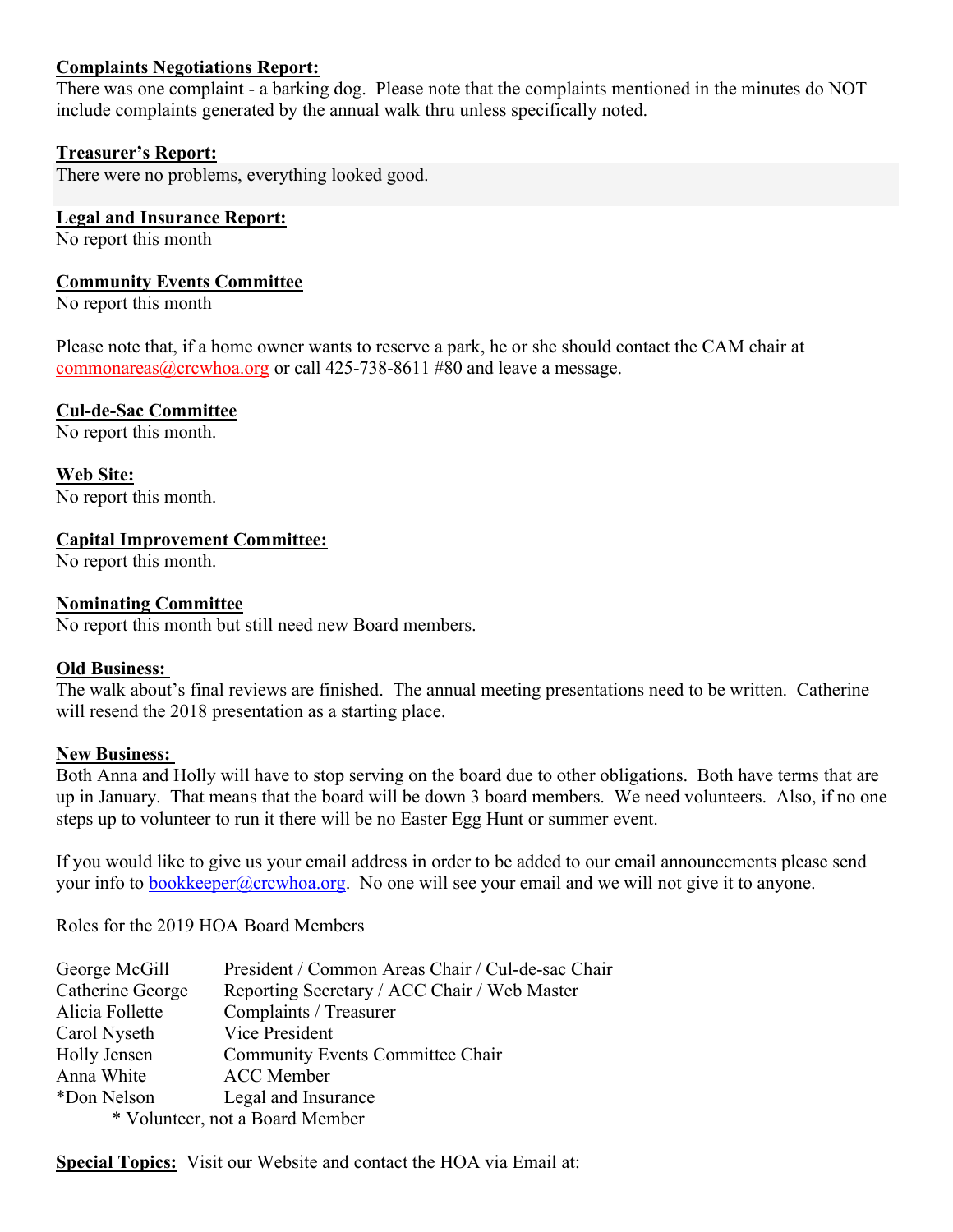**Complaints Negotiations Report:**
There was one complaint - a barking dog. Please note that the complaints mentioned in the minutes do NOT include complaints generated by the annual walk thru unless specifically noted.

**Treasurer's Report:**
There were no problems, everything looked good.

**Legal and Insurance Report:**
No report this month

**Community Events Committee**
No report this month

Please note that, if a home owner wants to reserve a park, he or she should contact the CAM chair at commonareas@crcwhoa.org or call 425-738-8611 #80 and leave a message.

**Cul-de-Sac Committee**
No report this month.

**Web Site:**
No report this month.

**Capital Improvement Committee:**
No report this month.

**Nominating Committee**
No report this month but still need new Board members.

**Old Business:**
The walk about's final reviews are finished. The annual meeting presentations need to be written. Catherine will resend the 2018 presentation as a starting place.

**New Business:**
Both Anna and Holly will have to stop serving on the board due to other obligations. Both have terms that are up in January. That means that the board will be down 3 board members. We need volunteers. Also, if no one steps up to volunteer to run it there will be no Easter Egg Hunt or summer event.

If you would like to give us your email address in order to be added to our email announcements please send your info to bookkeeper@crcwhoa.org. No one will see your email and we will not give it to anyone.

Roles for the 2019 HOA Board Members

| | |
|---|---|
| George McGill | President / Common Areas Chair / Cul-de-sac Chair |
| Catherine George | Reporting Secretary / ACC Chair / Web Master |
| Alicia Follette | Complaints / Treasurer |
| Carol Nyseth | Vice President |
| Holly Jensen | Community Events Committee Chair |
| Anna White | ACC Member |
| *Don Nelson | Legal and Insurance |

* Volunteer, not a Board Member

**Special Topics:** Visit our Website and contact the HOA via Email at: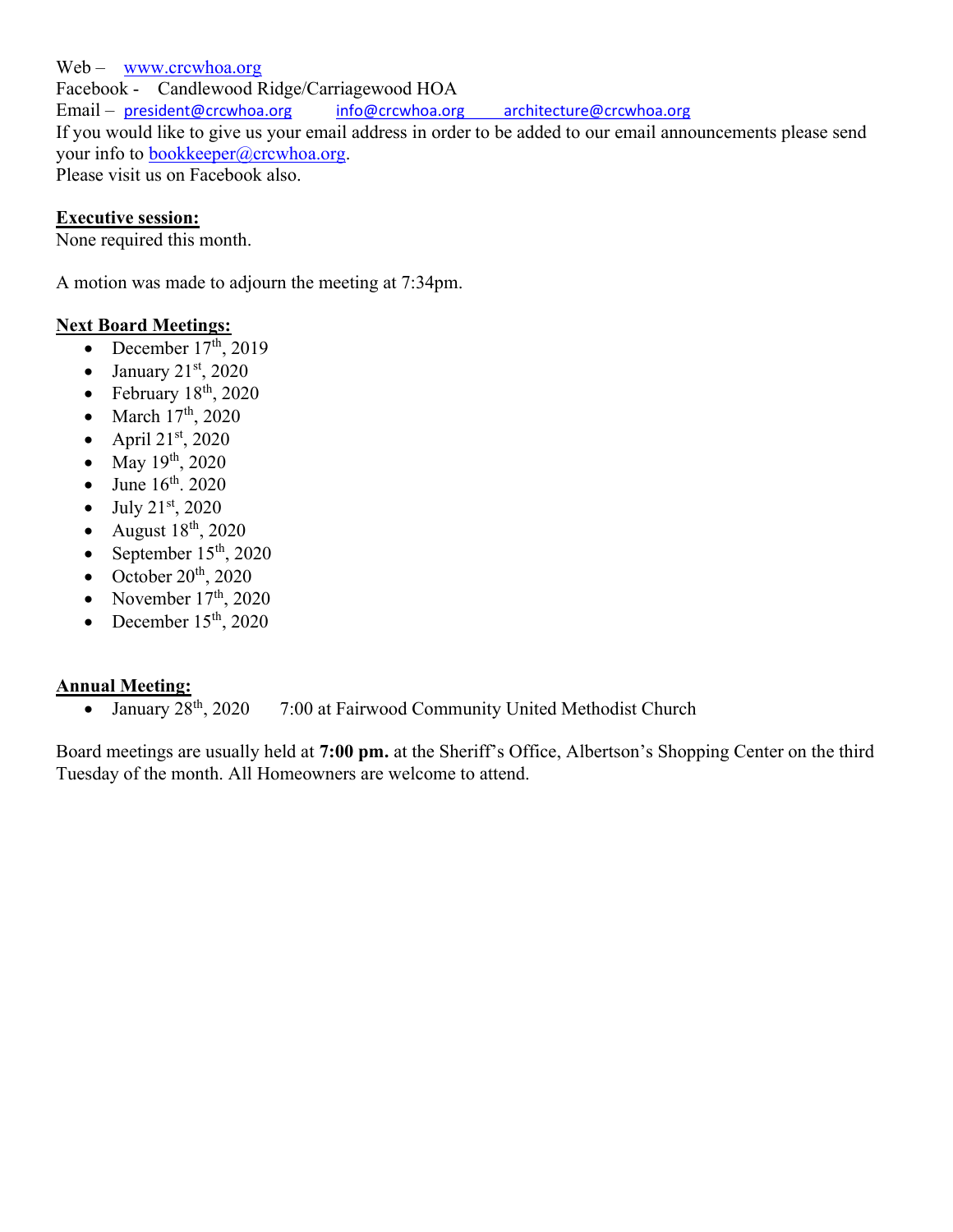Web – www.crcwhoa.org
Facebook - Candlewood Ridge/Carriagewood HOA
Email – president@crcwhoa.org info@crcwhoa.org architecture@crcwhoa.org
If you would like to give us your email address in order to be added to our email announcements please send your info to bookkeeper@crcwhoa.org.
Please visit us on Facebook also.

**Executive session:**
None required this month.

A motion was made to adjourn the meeting at 7:34pm.

**Next Board Meetings:**

- December 17th, 2019
- January 21st, 2020
- February 18th, 2020
- March 17th, 2020
- April 21st, 2020
- May 19th, 2020
- June 16th. 2020
- July 21st, 2020
- August 18th, 2020
- September 15th, 2020
- October 20th, 2020
- November 17th, 2020
- December 15th, 2020

**Annual Meeting:**

- January 28th, 2020 7:00 at Fairwood Community United Methodist Church

Board meetings are usually held at **7:00 pm.** at the Sheriff's Office, Albertson's Shopping Center on the third Tuesday of the month. All Homeowners are welcome to attend.